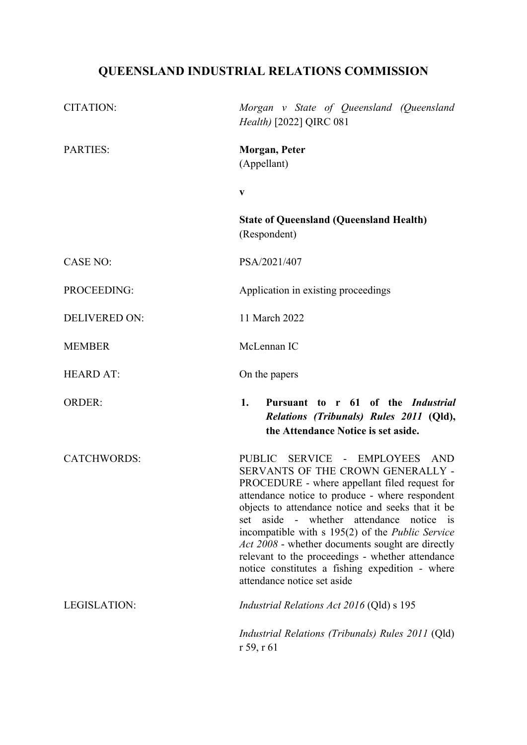# QUEENSLAND INDUSTRIAL RELATIONS COMMISSION

| | |
|---|---|
| CITATION: | *Morgan v State of Queensland (Queensland Health)* [2022] QIRC 081 |
| PARTIES: | **Morgan, Peter**<br>(Appellant)<br><br>**v**<br><br>**State of Queensland (Queensland Health)**<br>(Respondent) |
| CASE NO: | PSA/2021/407 |
| PROCEEDING: | Application in existing proceedings |
| DELIVERED ON: | 11 March 2022 |
| MEMBER | McLennan IC |
| HEARD AT: | On the papers |
| ORDER: | **1. Pursuant to r 61 of the *Industrial Relations (Tribunals) Rules 2011* (Qld), the Attendance Notice is set aside.** |
| CATCHWORDS: | PUBLIC SERVICE - EMPLOYEES AND SERVANTS OF THE CROWN GENERALLY - PROCEDURE - where appellant filed request for attendance notice to produce - where respondent objects to attendance notice and seeks that it be set aside - whether attendance notice is incompatible with s 195(2) of the *Public Service Act 2008* - whether documents sought are directly relevant to the proceedings - whether attendance notice constitutes a fishing expedition - where attendance notice set aside |
| LEGISLATION: | *Industrial Relations Act 2016* (Qld) s 195<br><br>*Industrial Relations (Tribunals) Rules 2011* (Qld) r 59, r 61 |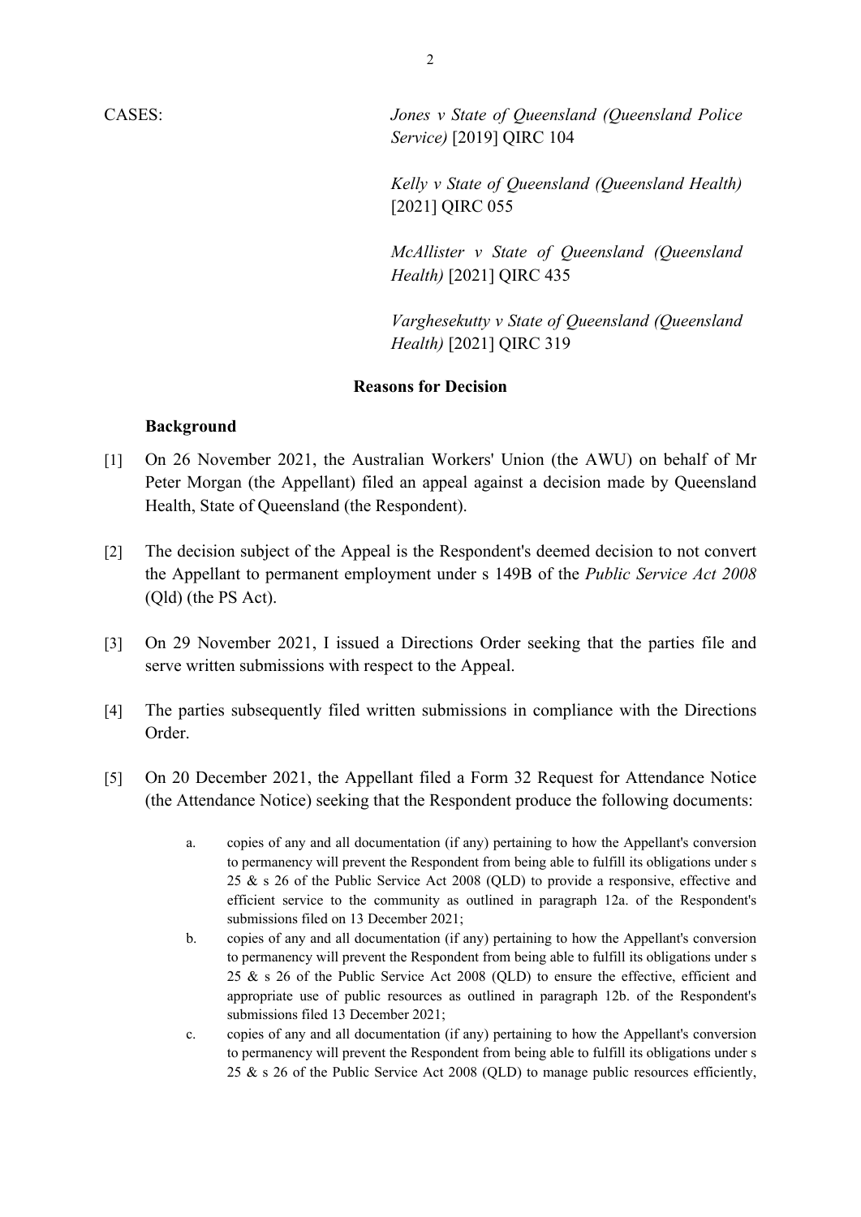CASES: *Jones v State of Queensland (Queensland Police Service)* [2019] QIRC 104

*Kelly v State of Queensland (Queensland Health)* [2021] QIRC 055

*McAllister v State of Queensland (Queensland Health)* [2021] QIRC 435

*Varghesekutty v State of Queensland (Queensland Health)* [2021] QIRC 319

## Reasons for Decision

### Background

[1] On 26 November 2021, the Australian Workers' Union (the AWU) on behalf of Mr Peter Morgan (the Appellant) filed an appeal against a decision made by Queensland Health, State of Queensland (the Respondent).

[2] The decision subject of the Appeal is the Respondent's deemed decision to not convert the Appellant to permanent employment under s 149B of the *Public Service Act 2008* (Qld) (the PS Act).

[3] On 29 November 2021, I issued a Directions Order seeking that the parties file and serve written submissions with respect to the Appeal.

[4] The parties subsequently filed written submissions in compliance with the Directions Order.

[5] On 20 December 2021, the Appellant filed a Form 32 Request for Attendance Notice (the Attendance Notice) seeking that the Respondent produce the following documents:

> a. copies of any and all documentation (if any) pertaining to how the Appellant's conversion to permanency will prevent the Respondent from being able to fulfill its obligations under s 25 & s 26 of the Public Service Act 2008 (QLD) to provide a responsive, effective and efficient service to the community as outlined in paragraph 12a. of the Respondent's submissions filed on 13 December 2021;
>
> b. copies of any and all documentation (if any) pertaining to how the Appellant's conversion to permanency will prevent the Respondent from being able to fulfill its obligations under s 25 & s 26 of the Public Service Act 2008 (QLD) to ensure the effective, efficient and appropriate use of public resources as outlined in paragraph 12b. of the Respondent's submissions filed 13 December 2021;
>
> c. copies of any and all documentation (if any) pertaining to how the Appellant's conversion to permanency will prevent the Respondent from being able to fulfill its obligations under s 25 & s 26 of the Public Service Act 2008 (QLD) to manage public resources efficiently,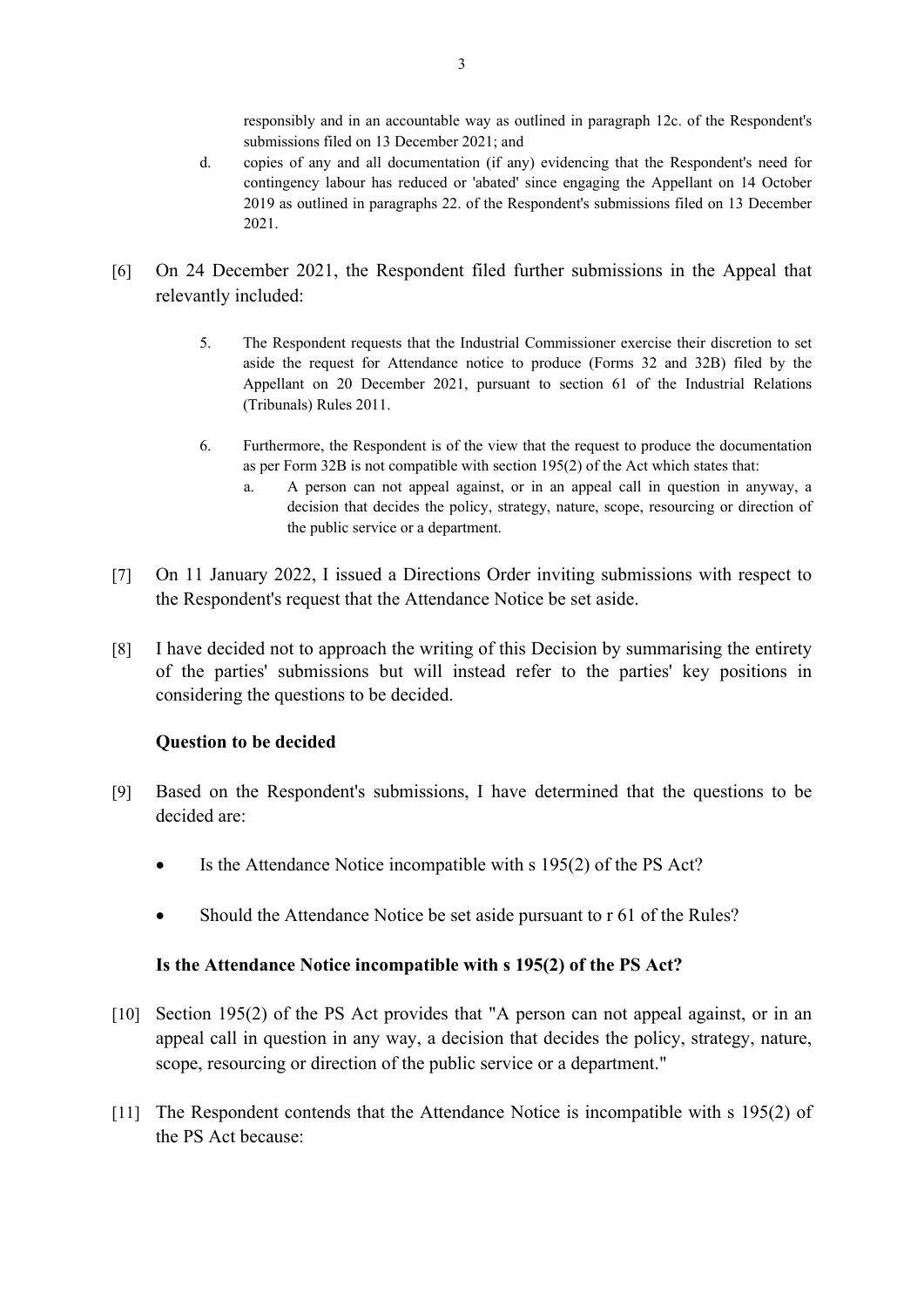responsibly and in an accountable way as outlined in paragraph 12c. of the Respondent's submissions filed on 13 December 2021; and

d. copies of any and all documentation (if any) evidencing that the Respondent's need for contingency labour has reduced or 'abated' since engaging the Appellant on 14 October 2019 as outlined in paragraphs 22. of the Respondent's submissions filed on 13 December 2021.

[6] On 24 December 2021, the Respondent filed further submissions in the Appeal that relevantly included:

> 5. The Respondent requests that the Industrial Commissioner exercise their discretion to set aside the request for Attendance notice to produce (Forms 32 and 32B) filed by the Appellant on 20 December 2021, pursuant to section 61 of the Industrial Relations (Tribunals) Rules 2011.
>
> 6. Furthermore, the Respondent is of the view that the request to produce the documentation as per Form 32B is not compatible with section 195(2) of the Act which states that:
>
> a. A person can not appeal against, or in an appeal call in question in anyway, a decision that decides the policy, strategy, nature, scope, resourcing or direction of the public service or a department.

[7] On 11 January 2022, I issued a Directions Order inviting submissions with respect to the Respondent's request that the Attendance Notice be set aside.

[8] I have decided not to approach the writing of this Decision by summarising the entirety of the parties' submissions but will instead refer to the parties' key positions in considering the questions to be decided.

**Question to be decided**

[9] Based on the Respondent's submissions, I have determined that the questions to be decided are:

- Is the Attendance Notice incompatible with s 195(2) of the PS Act?
- Should the Attendance Notice be set aside pursuant to r 61 of the Rules?

**Is the Attendance Notice incompatible with s 195(2) of the PS Act?**

[10] Section 195(2) of the PS Act provides that "A person can not appeal against, or in an appeal call in question in any way, a decision that decides the policy, strategy, nature, scope, resourcing or direction of the public service or a department."

[11] The Respondent contends that the Attendance Notice is incompatible with s 195(2) of the PS Act because: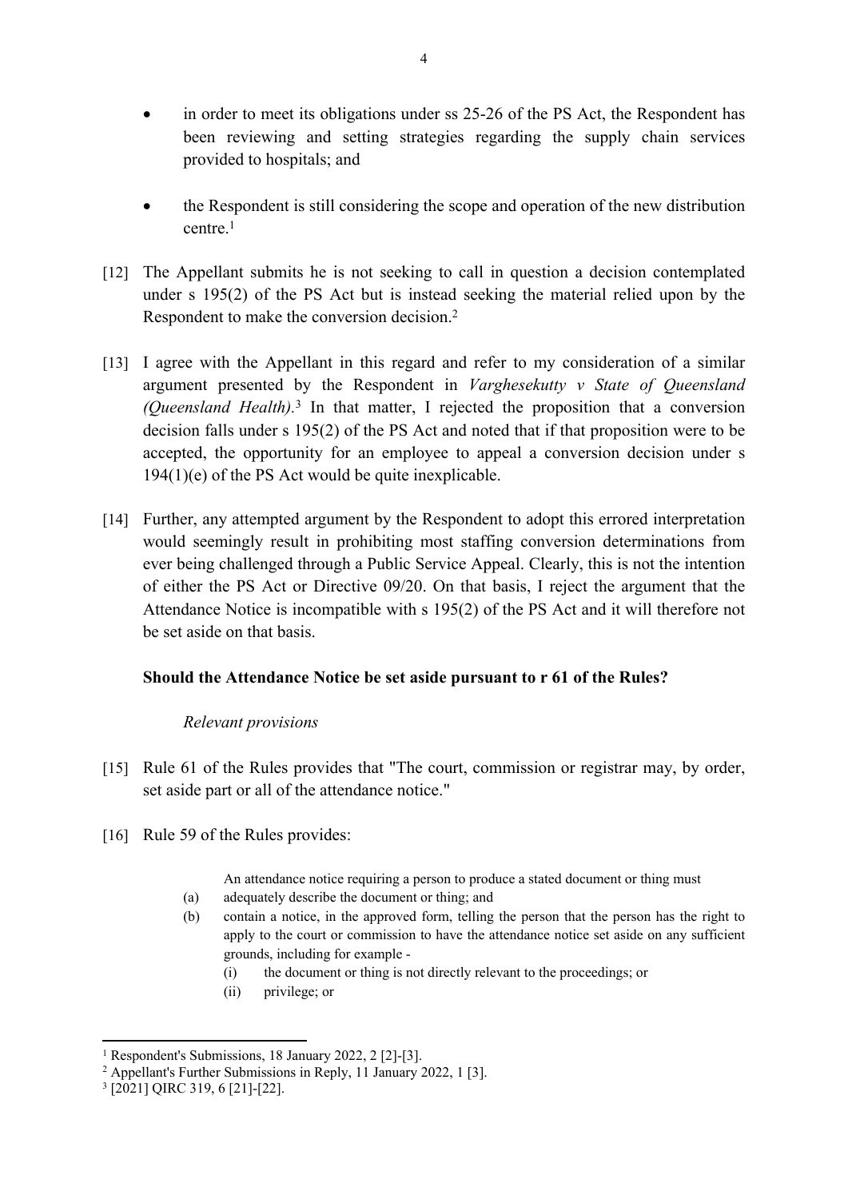- in order to meet its obligations under ss 25-26 of the PS Act, the Respondent has been reviewing and setting strategies regarding the supply chain services provided to hospitals; and

- the Respondent is still considering the scope and operation of the new distribution centre.[1]

[12] The Appellant submits he is not seeking to call in question a decision contemplated under s 195(2) of the PS Act but is instead seeking the material relied upon by the Respondent to make the conversion decision.[2]

[13] I agree with the Appellant in this regard and refer to my consideration of a similar argument presented by the Respondent in *Varghesekutty v State of Queensland (Queensland Health)*.[3] In that matter, I rejected the proposition that a conversion decision falls under s 195(2) of the PS Act and noted that if that proposition were to be accepted, the opportunity for an employee to appeal a conversion decision under s 194(1)(e) of the PS Act would be quite inexplicable.

[14] Further, any attempted argument by the Respondent to adopt this errored interpretation would seemingly result in prohibiting most staffing conversion determinations from ever being challenged through a Public Service Appeal. Clearly, this is not the intention of either the PS Act or Directive 09/20. On that basis, I reject the argument that the Attendance Notice is incompatible with s 195(2) of the PS Act and it will therefore not be set aside on that basis.

**Should the Attendance Notice be set aside pursuant to r 61 of the Rules?**

*Relevant provisions*

[15] Rule 61 of the Rules provides that "The court, commission or registrar may, by order, set aside part or all of the attendance notice."

[16] Rule 59 of the Rules provides:

> An attendance notice requiring a person to produce a stated document or thing must
>
> (a) adequately describe the document or thing; and
>
> (b) contain a notice, in the approved form, telling the person that the person has the right to apply to the court or commission to have the attendance notice set aside on any sufficient grounds, including for example -
>
> (i) the document or thing is not directly relevant to the proceedings; or
>
> (ii) privilege; or

---

[1] Respondent's Submissions, 18 January 2022, 2 [2]-[3].

[2] Appellant's Further Submissions in Reply, 11 January 2022, 1 [3].

[3] [2021] QIRC 319, 6 [21]-[22].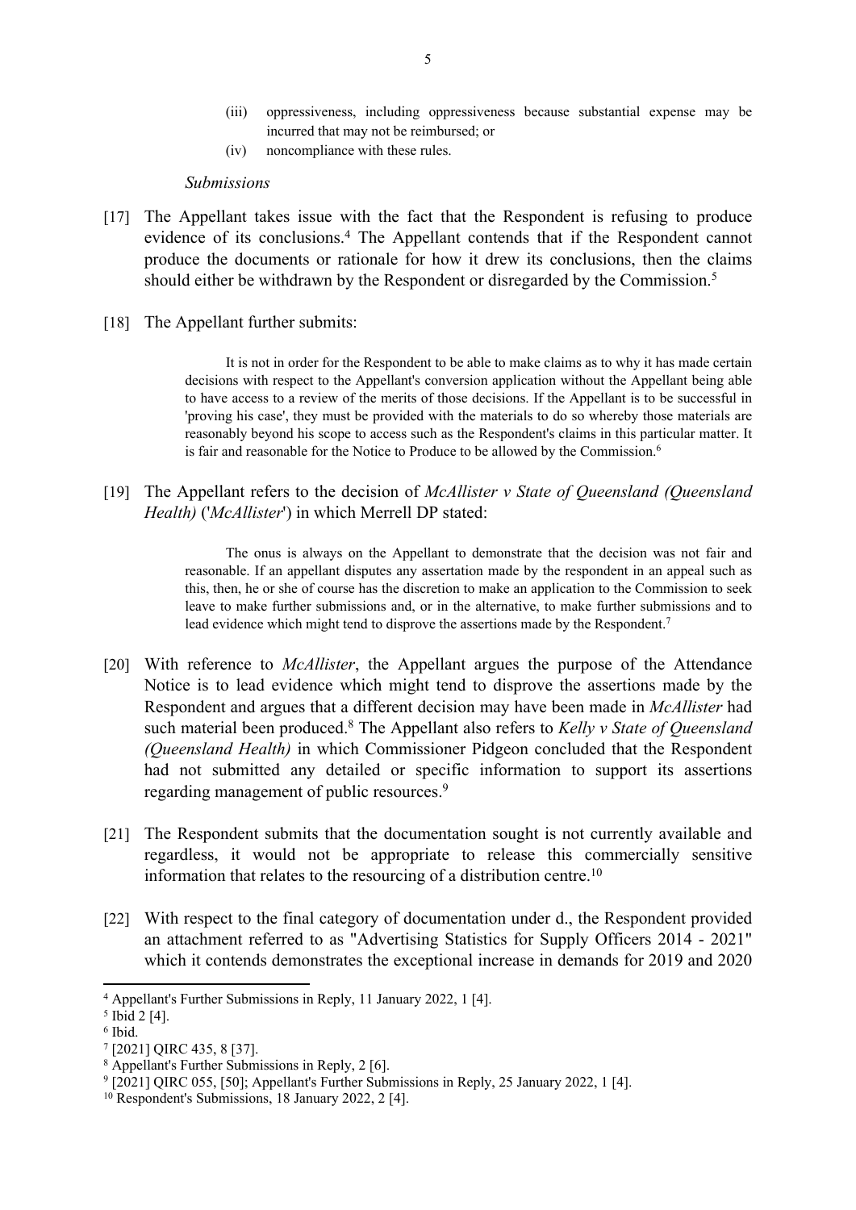(iii) oppressiveness, including oppressiveness because substantial expense may be incurred that may not be reimbursed; or

(iv) noncompliance with these rules.

*Submissions*

[17] The Appellant takes issue with the fact that the Respondent is refusing to produce evidence of its conclusions.[4] The Appellant contends that if the Respondent cannot produce the documents or rationale for how it drew its conclusions, then the claims should either be withdrawn by the Respondent or disregarded by the Commission.[5]

[18] The Appellant further submits:

> It is not in order for the Respondent to be able to make claims as to why it has made certain decisions with respect to the Appellant's conversion application without the Appellant being able to have access to a review of the merits of those decisions. If the Appellant is to be successful in 'proving his case', they must be provided with the materials to do so whereby those materials are reasonably beyond his scope to access such as the Respondent's claims in this particular matter. It is fair and reasonable for the Notice to Produce to be allowed by the Commission.[6]

[19] The Appellant refers to the decision of *McAllister v State of Queensland (Queensland Health)* ('*McAllister*') in which Merrell DP stated:

> The onus is always on the Appellant to demonstrate that the decision was not fair and reasonable. If an appellant disputes any assertation made by the respondent in an appeal such as this, then, he or she of course has the discretion to make an application to the Commission to seek leave to make further submissions and, or in the alternative, to make further submissions and to lead evidence which might tend to disprove the assertions made by the Respondent.[7]

[20] With reference to *McAllister*, the Appellant argues the purpose of the Attendance Notice is to lead evidence which might tend to disprove the assertions made by the Respondent and argues that a different decision may have been made in *McAllister* had such material been produced.[8] The Appellant also refers to *Kelly v State of Queensland (Queensland Health)* in which Commissioner Pidgeon concluded that the Respondent had not submitted any detailed or specific information to support its assertions regarding management of public resources.[9]

[21] The Respondent submits that the documentation sought is not currently available and regardless, it would not be appropriate to release this commercially sensitive information that relates to the resourcing of a distribution centre.[10]

[22] With respect to the final category of documentation under d., the Respondent provided an attachment referred to as "Advertising Statistics for Supply Officers 2014 - 2021" which it contends demonstrates the exceptional increase in demands for 2019 and 2020

---

[4] Appellant's Further Submissions in Reply, 11 January 2022, 1 [4].

[5] Ibid 2 [4].

[6] Ibid.

[7] [2021] QIRC 435, 8 [37].

[8] Appellant's Further Submissions in Reply, 2 [6].

[9] [2021] QIRC 055, [50]; Appellant's Further Submissions in Reply, 25 January 2022, 1 [4].

[10] Respondent's Submissions, 18 January 2022, 2 [4].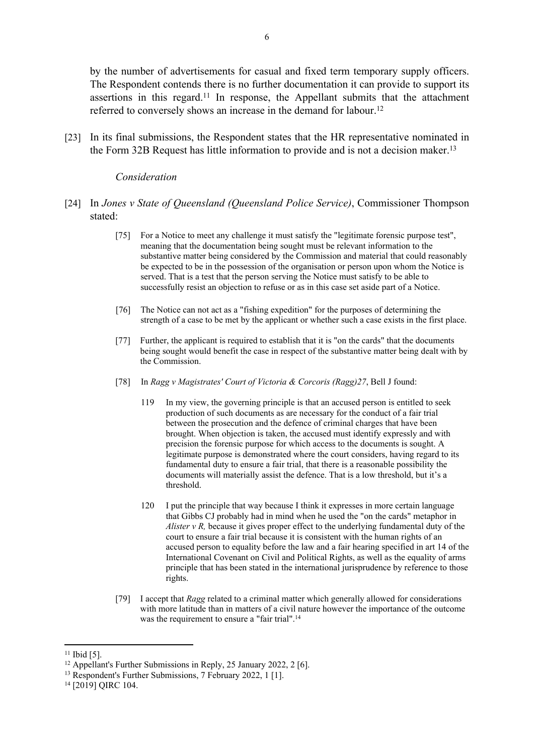by the number of advertisements for casual and fixed term temporary supply officers. The Respondent contends there is no further documentation it can provide to support its assertions in this regard.[11] In response, the Appellant submits that the attachment referred to conversely shows an increase in the demand for labour.[12]

[23] In its final submissions, the Respondent states that the HR representative nominated in the Form 32B Request has little information to provide and is not a decision maker.[13]

*Consideration*

[24] In *Jones v State of Queensland (Queensland Police Service)*, Commissioner Thompson stated:

> [75] For a Notice to meet any challenge it must satisfy the "legitimate forensic purpose test", meaning that the documentation being sought must be relevant information to the substantive matter being considered by the Commission and material that could reasonably be expected to be in the possession of the organisation or person upon whom the Notice is served. That is a test that the person serving the Notice must satisfy to be able to successfully resist an objection to refuse or as in this case set aside part of a Notice.
>
> [76] The Notice can not act as a "fishing expedition" for the purposes of determining the strength of a case to be met by the applicant or whether such a case exists in the first place.
>
> [77] Further, the applicant is required to establish that it is "on the cards" that the documents being sought would benefit the case in respect of the substantive matter being dealt with by the Commission.
>
> [78] In *Ragg v Magistrates' Court of Victoria & Corcoris (Ragg)27*, Bell J found:
>
>> 119 In my view, the governing principle is that an accused person is entitled to seek production of such documents as are necessary for the conduct of a fair trial between the prosecution and the defence of criminal charges that have been brought. When objection is taken, the accused must identify expressly and with precision the forensic purpose for which access to the documents is sought. A legitimate purpose is demonstrated where the court considers, having regard to its fundamental duty to ensure a fair trial, that there is a reasonable possibility the documents will materially assist the defence. That is a low threshold, but it's a threshold.
>>
>> 120 I put the principle that way because I think it expresses in more certain language that Gibbs CJ probably had in mind when he used the "on the cards" metaphor in *Alister v R,* because it gives proper effect to the underlying fundamental duty of the court to ensure a fair trial because it is consistent with the human rights of an accused person to equality before the law and a fair hearing specified in art 14 of the International Covenant on Civil and Political Rights, as well as the equality of arms principle that has been stated in the international jurisprudence by reference to those rights.
>
> [79] I accept that *Ragg* related to a criminal matter which generally allowed for considerations with more latitude than in matters of a civil nature however the importance of the outcome was the requirement to ensure a "fair trial".[14]

---

[11] Ibid [5].

[12] Appellant's Further Submissions in Reply, 25 January 2022, 2 [6].

[13] Respondent's Further Submissions, 7 February 2022, 1 [1].

[14] [2019] QIRC 104.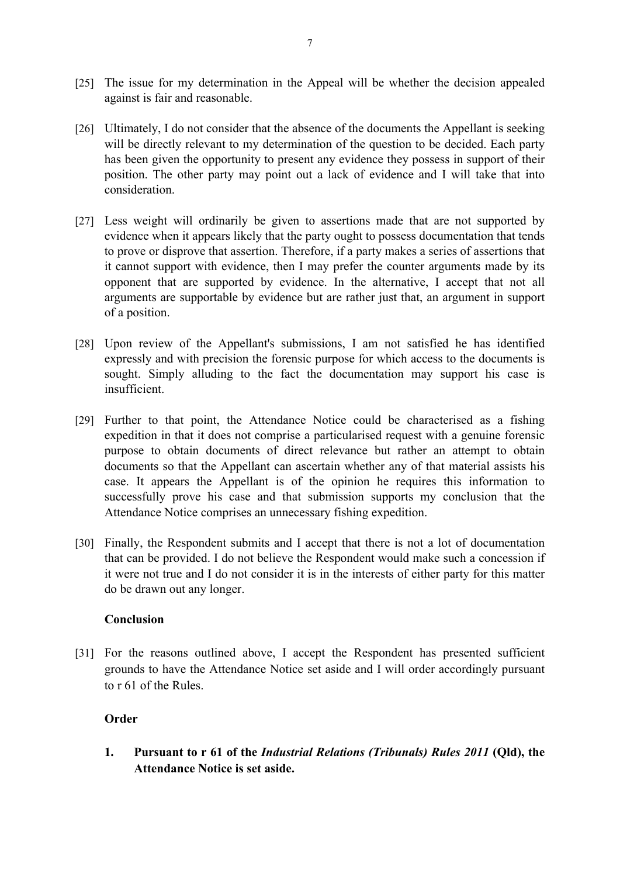[25] The issue for my determination in the Appeal will be whether the decision appealed against is fair and reasonable.

[26] Ultimately, I do not consider that the absence of the documents the Appellant is seeking will be directly relevant to my determination of the question to be decided. Each party has been given the opportunity to present any evidence they possess in support of their position. The other party may point out a lack of evidence and I will take that into consideration.

[27] Less weight will ordinarily be given to assertions made that are not supported by evidence when it appears likely that the party ought to possess documentation that tends to prove or disprove that assertion. Therefore, if a party makes a series of assertions that it cannot support with evidence, then I may prefer the counter arguments made by its opponent that are supported by evidence. In the alternative, I accept that not all arguments are supportable by evidence but are rather just that, an argument in support of a position.

[28] Upon review of the Appellant's submissions, I am not satisfied he has identified expressly and with precision the forensic purpose for which access to the documents is sought. Simply alluding to the fact the documentation may support his case is insufficient.

[29] Further to that point, the Attendance Notice could be characterised as a fishing expedition in that it does not comprise a particularised request with a genuine forensic purpose to obtain documents of direct relevance but rather an attempt to obtain documents so that the Appellant can ascertain whether any of that material assists his case. It appears the Appellant is of the opinion he requires this information to successfully prove his case and that submission supports my conclusion that the Attendance Notice comprises an unnecessary fishing expedition.

[30] Finally, the Respondent submits and I accept that there is not a lot of documentation that can be provided. I do not believe the Respondent would make such a concession if it were not true and I do not consider it is in the interests of either party for this matter do be drawn out any longer.

**Conclusion**

[31] For the reasons outlined above, I accept the Respondent has presented sufficient grounds to have the Attendance Notice set aside and I will order accordingly pursuant to r 61 of the Rules.

**Order**

1. **Pursuant to r 61 of the *Industrial Relations (Tribunals) Rules 2011* (Qld), the Attendance Notice is set aside.**